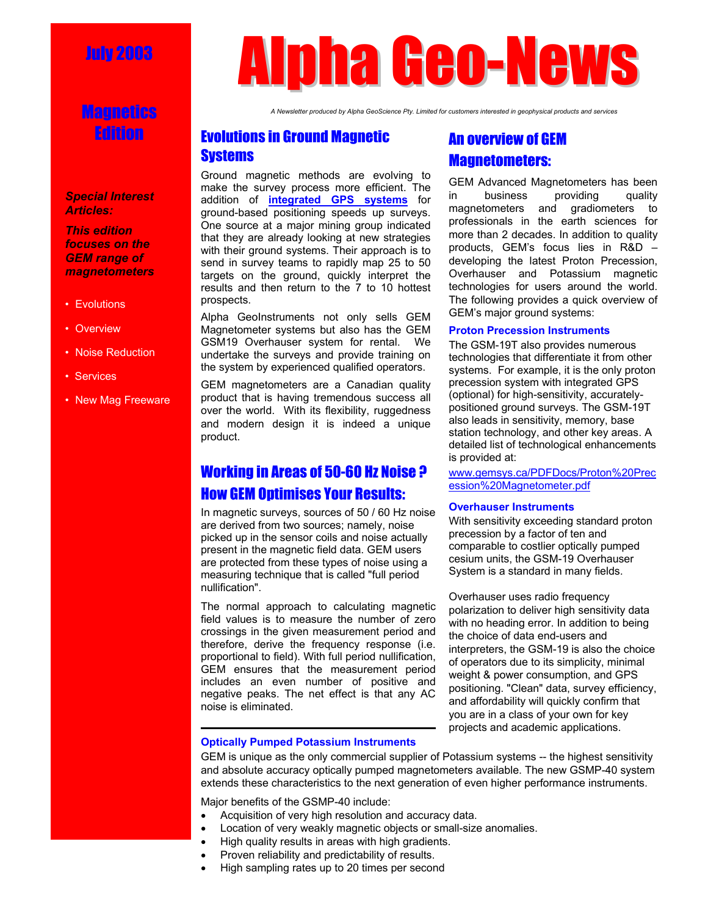# Alpha Geo-News

July 2003

## Magnetics Edition

*A Newsletter produced by Alpha GeoScience Pty. Limited for customers interested in geophysical products and services*

***Special Interest Articles:***

***This edition focuses on the GEM range of magnetometers***

- Evolutions
- Overview
- Noise Reduction
- Services
- New Mag Freeware

## Evolutions in Ground Magnetic Systems

Ground magnetic methods are evolving to make the survey process more efficient. The addition of **integrated GPS systems** for ground-based positioning speeds up surveys. One source at a major mining group indicated that they are already looking at new strategies with their ground systems. Their approach is to send in survey teams to rapidly map 25 to 50 targets on the ground, quickly interpret the results and then return to the 7 to 10 hottest prospects.

Alpha GeoInstruments not only sells GEM Magnetometer systems but also has the GEM GSM19 Overhauser system for rental. We undertake the surveys and provide training on the system by experienced qualified operators.

GEM magnetometers are a Canadian quality product that is having tremendous success all over the world. With its flexibility, ruggedness and modern design it is indeed a unique product.

## Working in Areas of 50-60 Hz Noise ? How GEM Optimises Your Results:

In magnetic surveys, sources of 50 / 60 Hz noise are derived from two sources; namely, noise picked up in the sensor coils and noise actually present in the magnetic field data. GEM users are protected from these types of noise using a measuring technique that is called "full period nullification".

The normal approach to calculating magnetic field values is to measure the number of zero crossings in the given measurement period and therefore, derive the frequency response (i.e. proportional to field). With full period nullification, GEM ensures that the measurement period includes an even number of positive and negative peaks. The net effect is that any AC noise is eliminated.

## An overview of GEM Magnetometers:

GEM Advanced Magnetometers has been in business providing quality magnetometers and gradiometers to professionals in the earth sciences for more than 2 decades. In addition to quality products, GEM's focus lies in R&D – developing the latest Proton Precession, Overhauser and Potassium magnetic technologies for users around the world. The following provides a quick overview of GEM's major ground systems:

### Proton Precession Instruments

The GSM-19T also provides numerous technologies that differentiate it from other systems. For example, it is the only proton precession system with integrated GPS (optional) for high-sensitivity, accurately-positioned ground surveys. The GSM-19T also leads in sensitivity, memory, base station technology, and other key areas. A detailed list of technological enhancements is provided at:

www.gemsys.ca/PDFDocs/Proton%20Precession%20Magnetometer.pdf

### Overhauser Instruments

With sensitivity exceeding standard proton precession by a factor of ten and comparable to costlier optically pumped cesium units, the GSM-19 Overhauser System is a standard in many fields.

Overhauser uses radio frequency polarization to deliver high sensitivity data with no heading error. In addition to being the choice of data end-users and interpreters, the GSM-19 is also the choice of operators due to its simplicity, minimal weight & power consumption, and GPS positioning. "Clean" data, survey efficiency, and affordability will quickly confirm that you are in a class of your own for key projects and academic applications.

### Optically Pumped Potassium Instruments

GEM is unique as the only commercial supplier of Potassium systems -- the highest sensitivity and absolute accuracy optically pumped magnetometers available. The new GSMP-40 system extends these characteristics to the next generation of even higher performance instruments.

Major benefits of the GSMP-40 include:

- Acquisition of very high resolution and accuracy data.
- Location of very weakly magnetic objects or small-size anomalies.
- High quality results in areas with high gradients.
- Proven reliability and predictability of results.
- High sampling rates up to 20 times per second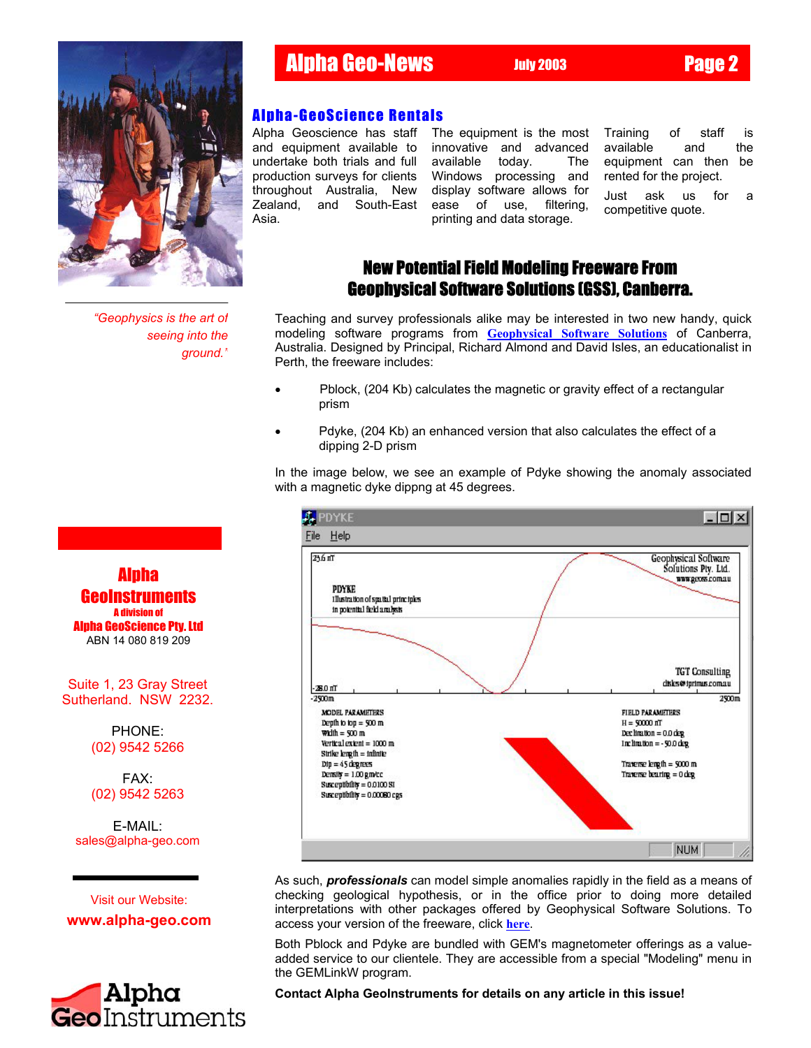## Alpha-GeoScience Rentals

Alpha Geoscience has staff and equipment available to undertake both trials and full production surveys for clients throughout Australia, New Zealand, and South-East Asia.

The equipment is the most innovative and advanced available today. The Windows processing and display software allows for ease of use, filtering, printing and data storage.

Training of staff is available and the equipment can then be rented for the project.

Just ask us for a competitive quote.

*"Geophysics is the art of seeing into the ground."*

## New Potential Field Modeling Freeware From Geophysical Software Solutions (GSS), Canberra.

Teaching and survey professionals alike may be interested in two new handy, quick modeling software programs from Geophysical Software Solutions of Canberra, Australia. Designed by Principal, Richard Almond and David Isles, an educationalist in Perth, the freeware includes:

- Pblock, (204 Kb) calculates the magnetic or gravity effect of a rectangular prism
- Pdyke, (204 Kb) an enhanced version that also calculates the effect of a dipping 2-D prism

In the image below, we see an example of Pdyke showing the anomaly associated with a magnetic dyke dippng at 45 degrees.

PDYKE

File Help

23.6 nT

PDYKE
Illustration of spatial principles
in potential field analysis

Geophysical Software Solutions Pty. Ltd.
www.geoss.com.au

TGT Consulting
disles@iprimus.com.au

-28.0 nT

-2500m

2500m

MODEL PARAMETERS
Depth to top = 500 m
Width = 500 m
Vertical extent = 1000 m
Strike length = infinite
Dip = 45 degrees
Density = 1.00 gm/cc
Susceptibility = 0.0100 SI
Susceptibility = 0.00080 cgs

FIELD PARAMETERS
H = 50000 nT
Declination = 0.0 deg
Inclination = -50.0 deg
Traverse length = 5000 m
Traverse bearing = 0 deg

NUM

As such, ***professionals*** can model simple anomalies rapidly in the field as a means of checking geological hypothesis, or in the office prior to doing more detailed interpretations with other packages offered by Geophysical Software Solutions. To access your version of the freeware, click here.

Both Pblock and Pdyke are bundled with GEM's magnetometer offerings as a value-added service to our clientele. They are accessible from a special "Modeling" menu in the GEMLinkW program.

**Contact Alpha GeoInstruments for details on any article in this issue!**

**Alpha GeoInstruments**
A division of
**Alpha GeoScience Pty. Ltd**
ABN 14 080 819 209

Suite 1, 23 Gray Street
Sutherland. NSW 2232.

PHONE:
(02) 9542 5266

FAX:
(02) 9542 5263

E-MAIL:
sales@alpha-geo.com

Visit our Website:
**www.alpha-geo.com**

Alpha GeoInstruments